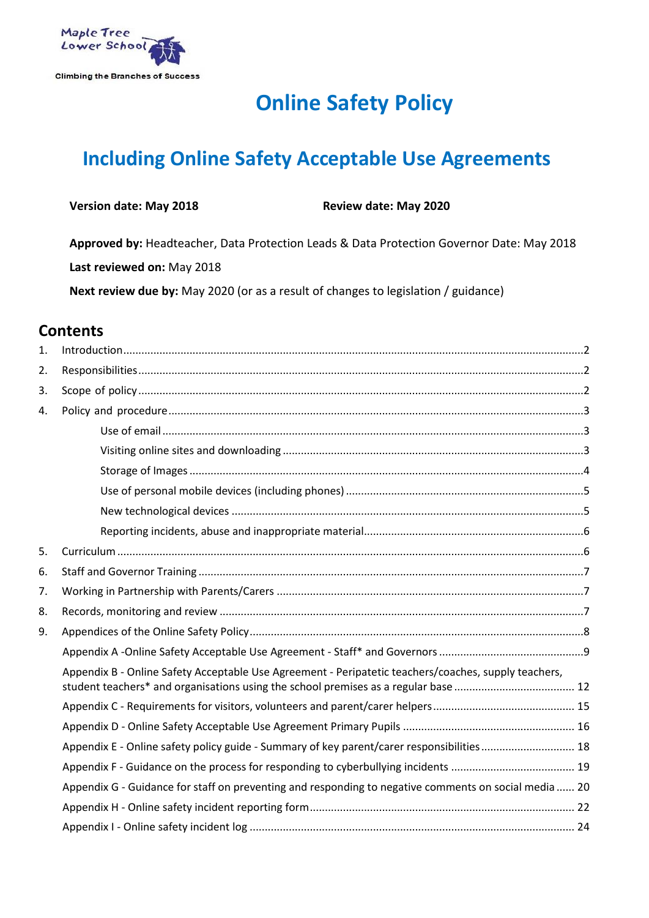Maple Tree Lower School

Climbing the Branches of Success

# Online Safety Policy

## Including Online Safety Acceptable Use Agreements

**Version date: May 2018** **Review date: May 2020**

**Approved by:** Headteacher, Data Protection Leads & Data Protection Governor Date: May 2018

**Last reviewed on:** May 2018

**Next review due by:** May 2020 (or as a result of changes to legislation / guidance)

## Contents

1. Introduction ....................2
2. Responsibilities ....................2
3. Scope of policy ....................2
4. Policy and procedure ....................3
   - Use of email ....................3
   - Visiting online sites and downloading ....................3
   - Storage of Images ....................4
   - Use of personal mobile devices (including phones) ....................5
   - New technological devices ....................5
   - Reporting incidents, abuse and inappropriate material ....................6
5. Curriculum ....................6
6. Staff and Governor Training ....................7
7. Working in Partnership with Parents/Carers ....................7
8. Records, monitoring and review ....................7
9. Appendices of the Online Safety Policy ....................8
   - Appendix A -Online Safety Acceptable Use Agreement - Staff* and Governors ....................9
   - Appendix B - Online Safety Acceptable Use Agreement - Peripatetic teachers/coaches, supply teachers, student teachers* and organisations using the school premises as a regular base ....................12
   - Appendix C - Requirements for visitors, volunteers and parent/carer helpers ....................15
   - Appendix D - Online Safety Acceptable Use Agreement Primary Pupils ....................16
   - Appendix E - Online safety policy guide - Summary of key parent/carer responsibilities ....................18
   - Appendix F - Guidance on the process for responding to cyberbullying incidents ....................19
   - Appendix G - Guidance for staff on preventing and responding to negative comments on social media ....................20
   - Appendix H - Online safety incident reporting form ....................22
   - Appendix I - Online safety incident log ....................24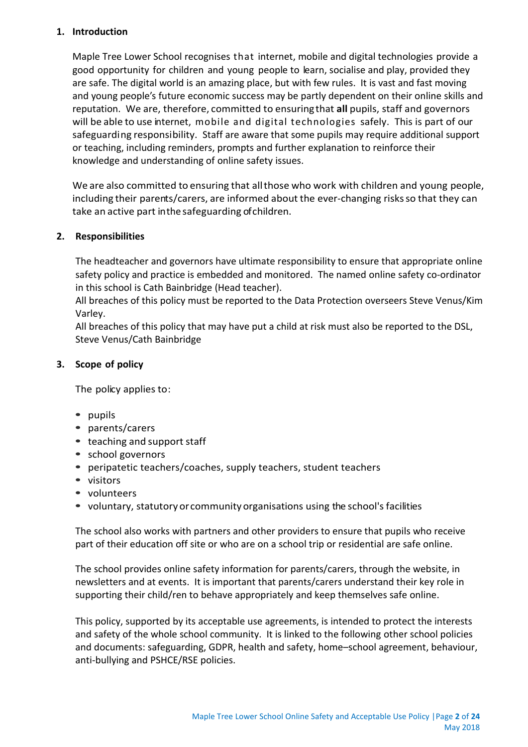## 1. Introduction

Maple Tree Lower School recognises that internet, mobile and digital technologies provide a good opportunity for children and young people to learn, socialise and play, provided they are safe. The digital world is an amazing place, but with few rules. It is vast and fast moving and young people's future economic success may be partly dependent on their online skills and reputation. We are, therefore, committed to ensuring that **all** pupils, staff and governors will be able to use internet, mobile and digital technologies safely. This is part of our safeguarding responsibility. Staff are aware that some pupils may require additional support or teaching, including reminders, prompts and further explanation to reinforce their knowledge and understanding of online safety issues.

We are also committed to ensuring that all those who work with children and young people, including their parents/carers, are informed about the ever-changing risks so that they can take an active part in the safeguarding of children.

## 2. Responsibilities

The headteacher and governors have ultimate responsibility to ensure that appropriate online safety policy and practice is embedded and monitored. The named online safety co-ordinator in this school is Cath Bainbridge (Head teacher).
All breaches of this policy must be reported to the Data Protection overseers Steve Venus/Kim Varley.
All breaches of this policy that may have put a child at risk must also be reported to the DSL, Steve Venus/Cath Bainbridge

## 3. Scope of policy

The policy applies to:

- pupils
- parents/carers
- teaching and support staff
- school governors
- peripatetic teachers/coaches, supply teachers, student teachers
- visitors
- volunteers
- voluntary, statutory or community organisations using the school's facilities

The school also works with partners and other providers to ensure that pupils who receive part of their education off site or who are on a school trip or residential are safe online.

The school provides online safety information for parents/carers, through the website, in newsletters and at events. It is important that parents/carers understand their key role in supporting their child/ren to behave appropriately and keep themselves safe online.

This policy, supported by its acceptable use agreements, is intended to protect the interests and safety of the whole school community. It is linked to the following other school policies and documents: safeguarding, GDPR, health and safety, home–school agreement, behaviour, anti-bullying and PSHCE/RSE policies.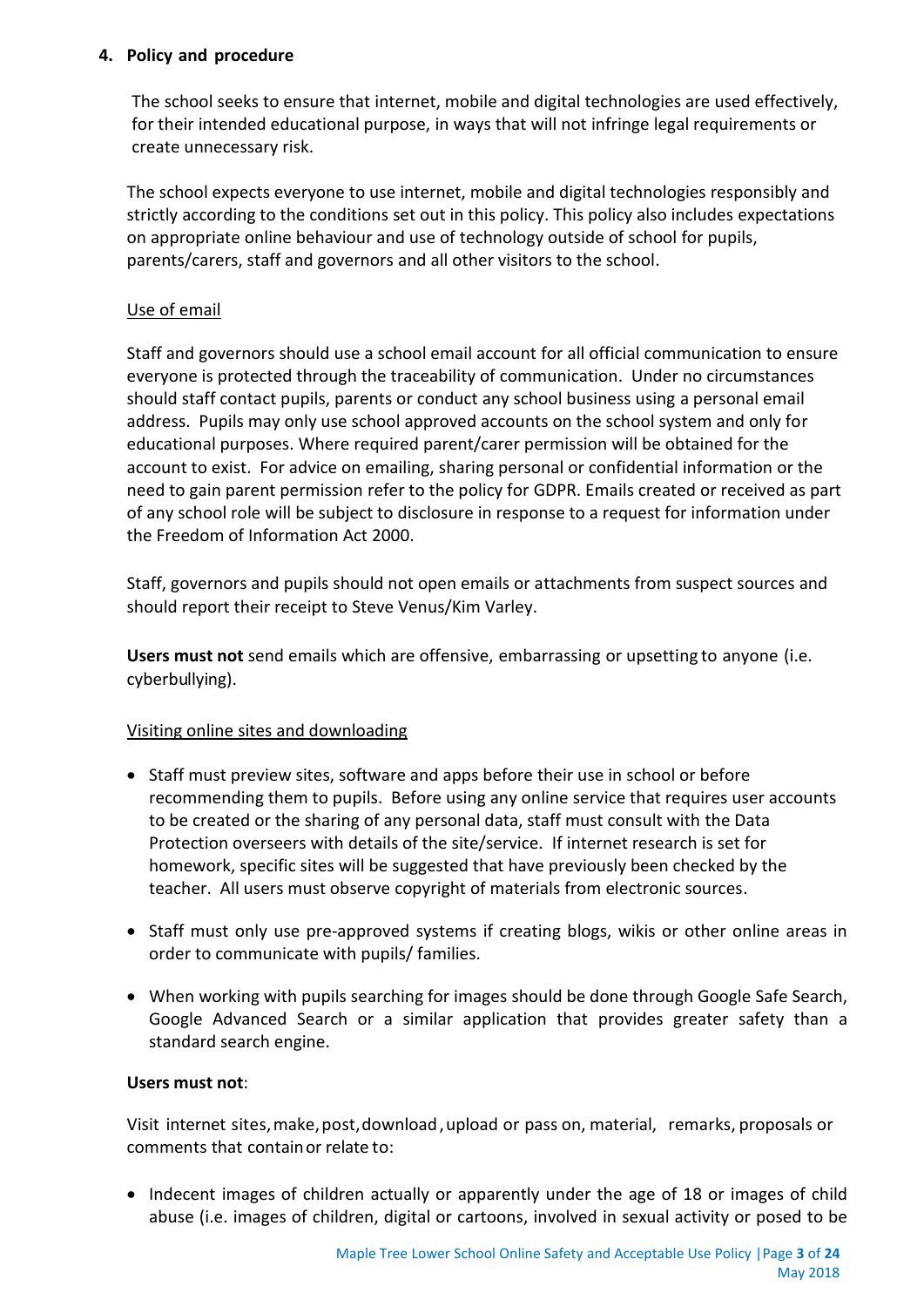## 4. Policy and procedure

The school seeks to ensure that internet, mobile and digital technologies are used effectively, for their intended educational purpose, in ways that will not infringe legal requirements or create unnecessary risk.

The school expects everyone to use internet, mobile and digital technologies responsibly and strictly according to the conditions set out in this policy. This policy also includes expectations on appropriate online behaviour and use of technology outside of school for pupils, parents/carers, staff and governors and all other visitors to the school.

<u>Use of email</u>

Staff and governors should use a school email account for all official communication to ensure everyone is protected through the traceability of communication. Under no circumstances should staff contact pupils, parents or conduct any school business using a personal email address. Pupils may only use school approved accounts on the school system and only for educational purposes. Where required parent/carer permission will be obtained for the account to exist. For advice on emailing, sharing personal or confidential information or the need to gain parent permission refer to the policy for GDPR. Emails created or received as part of any school role will be subject to disclosure in response to a request for information under the Freedom of Information Act 2000.

Staff, governors and pupils should not open emails or attachments from suspect sources and should report their receipt to Steve Venus/Kim Varley.

**Users must not** send emails which are offensive, embarrassing or upsetting to anyone (i.e. cyberbullying).

<u>Visiting online sites and downloading</u>

- Staff must preview sites, software and apps before their use in school or before recommending them to pupils. Before using any online service that requires user accounts to be created or the sharing of any personal data, staff must consult with the Data Protection overseers with details of the site/service. If internet research is set for homework, specific sites will be suggested that have previously been checked by the teacher. All users must observe copyright of materials from electronic sources.
- Staff must only use pre-approved systems if creating blogs, wikis or other online areas in order to communicate with pupils/ families.
- When working with pupils searching for images should be done through Google Safe Search, Google Advanced Search or a similar application that provides greater safety than a standard search engine.

**Users must not**:

Visit internet sites, make, post, download, upload or pass on, material, remarks, proposals or comments that contain or relate to:

- Indecent images of children actually or apparently under the age of 18 or images of child abuse (i.e. images of children, digital or cartoons, involved in sexual activity or posed to be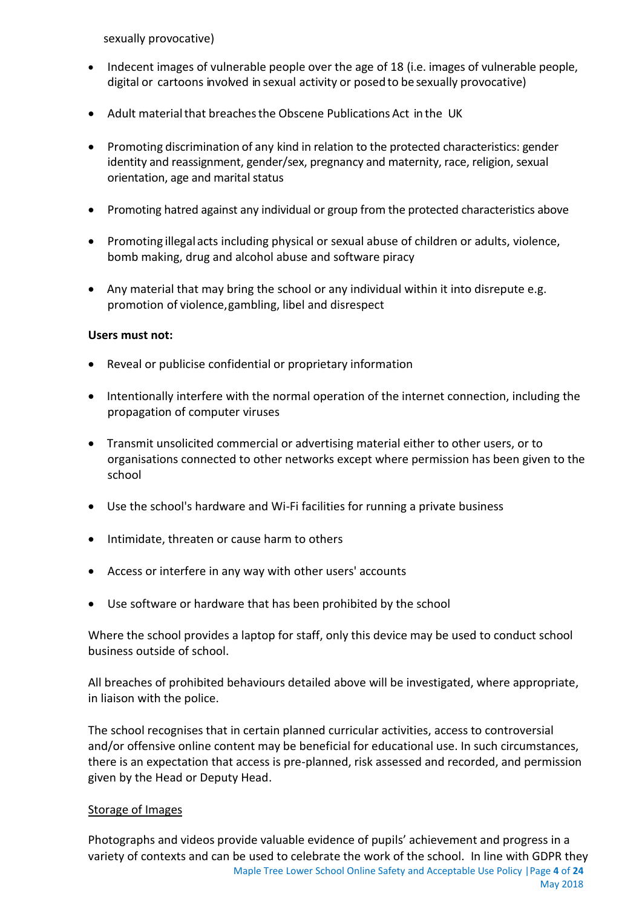sexually provocative)

- Indecent images of vulnerable people over the age of 18 (i.e. images of vulnerable people, digital or cartoons involved in sexual activity or posed to be sexually provocative)
- Adult material that breaches the Obscene Publications Act in the UK
- Promoting discrimination of any kind in relation to the protected characteristics: gender identity and reassignment, gender/sex, pregnancy and maternity, race, religion, sexual orientation, age and marital status
- Promoting hatred against any individual or group from the protected characteristics above
- Promoting illegal acts including physical or sexual abuse of children or adults, violence, bomb making, drug and alcohol abuse and software piracy
- Any material that may bring the school or any individual within it into disrepute e.g. promotion of violence, gambling, libel and disrespect

**Users must not:**

- Reveal or publicise confidential or proprietary information
- Intentionally interfere with the normal operation of the internet connection, including the propagation of computer viruses
- Transmit unsolicited commercial or advertising material either to other users, or to organisations connected to other networks except where permission has been given to the school
- Use the school's hardware and Wi-Fi facilities for running a private business
- Intimidate, threaten or cause harm to others
- Access or interfere in any way with other users' accounts
- Use software or hardware that has been prohibited by the school

Where the school provides a laptop for staff, only this device may be used to conduct school business outside of school.

All breaches of prohibited behaviours detailed above will be investigated, where appropriate, in liaison with the police.

The school recognises that in certain planned curricular activities, access to controversial and/or offensive online content may be beneficial for educational use. In such circumstances, there is an expectation that access is pre-planned, risk assessed and recorded, and permission given by the Head or Deputy Head.

<u>Storage of Images</u>

Photographs and videos provide valuable evidence of pupils' achievement and progress in a variety of contexts and can be used to celebrate the work of the school. In line with GDPR they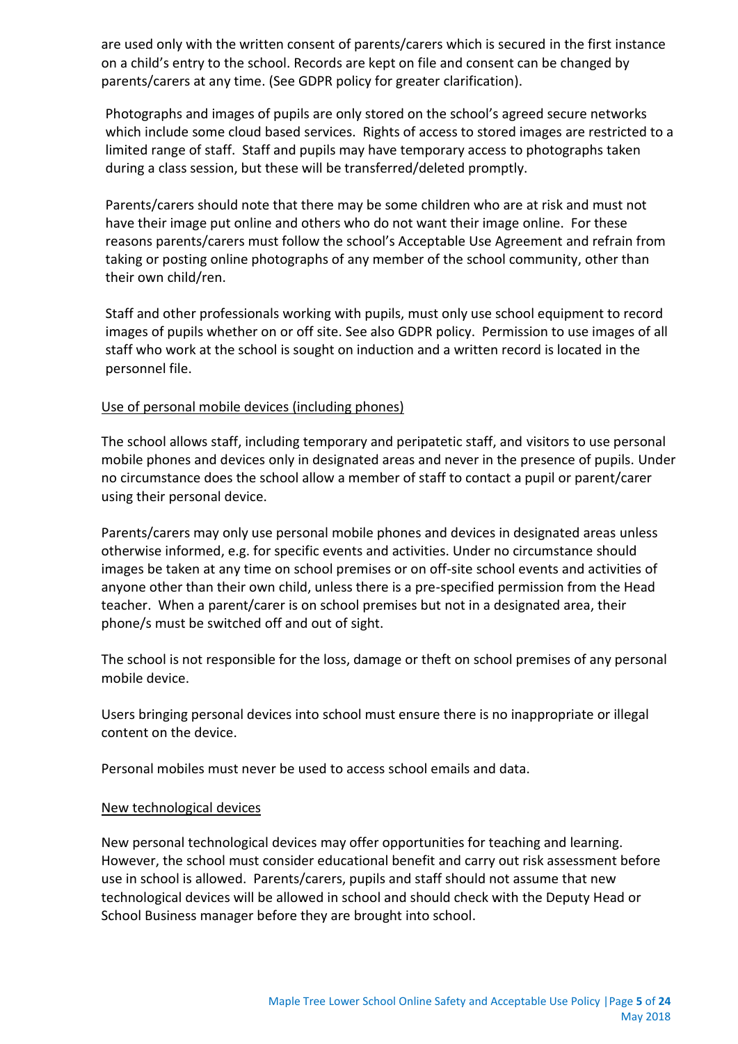are used only with the written consent of parents/carers which is secured in the first instance on a child's entry to the school. Records are kept on file and consent can be changed by parents/carers at any time. (See GDPR policy for greater clarification).

Photographs and images of pupils are only stored on the school's agreed secure networks which include some cloud based services. Rights of access to stored images are restricted to a limited range of staff. Staff and pupils may have temporary access to photographs taken during a class session, but these will be transferred/deleted promptly.

Parents/carers should note that there may be some children who are at risk and must not have their image put online and others who do not want their image online. For these reasons parents/carers must follow the school's Acceptable Use Agreement and refrain from taking or posting online photographs of any member of the school community, other than their own child/ren.

Staff and other professionals working with pupils, must only use school equipment to record images of pupils whether on or off site. See also GDPR policy. Permission to use images of all staff who work at the school is sought on induction and a written record is located in the personnel file.

<u>Use of personal mobile devices (including phones)</u>

The school allows staff, including temporary and peripatetic staff, and visitors to use personal mobile phones and devices only in designated areas and never in the presence of pupils. Under no circumstance does the school allow a member of staff to contact a pupil or parent/carer using their personal device.

Parents/carers may only use personal mobile phones and devices in designated areas unless otherwise informed, e.g. for specific events and activities. Under no circumstance should images be taken at any time on school premises or on off-site school events and activities of anyone other than their own child, unless there is a pre-specified permission from the Head teacher. When a parent/carer is on school premises but not in a designated area, their phone/s must be switched off and out of sight.

The school is not responsible for the loss, damage or theft on school premises of any personal mobile device.

Users bringing personal devices into school must ensure there is no inappropriate or illegal content on the device.

Personal mobiles must never be used to access school emails and data.

<u>New technological devices</u>

New personal technological devices may offer opportunities for teaching and learning. However, the school must consider educational benefit and carry out risk assessment before use in school is allowed. Parents/carers, pupils and staff should not assume that new technological devices will be allowed in school and should check with the Deputy Head or School Business manager before they are brought into school.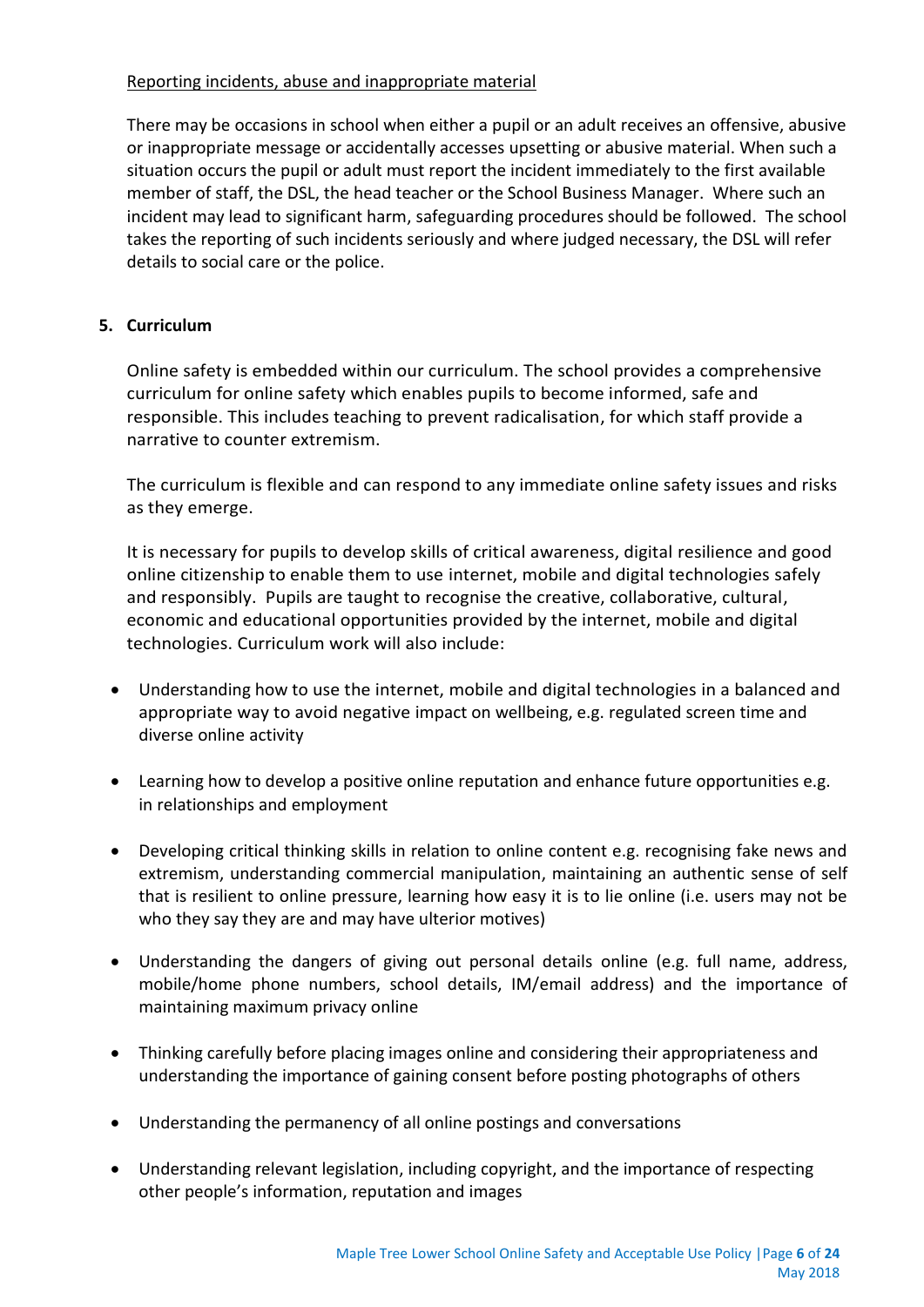Reporting incidents, abuse and inappropriate material

There may be occasions in school when either a pupil or an adult receives an offensive, abusive or inappropriate message or accidentally accesses upsetting or abusive material. When such a situation occurs the pupil or adult must report the incident immediately to the first available member of staff, the DSL, the head teacher or the School Business Manager. Where such an incident may lead to significant harm, safeguarding procedures should be followed. The school takes the reporting of such incidents seriously and where judged necessary, the DSL will refer details to social care or the police.

## 5. Curriculum

Online safety is embedded within our curriculum. The school provides a comprehensive curriculum for online safety which enables pupils to become informed, safe and responsible. This includes teaching to prevent radicalisation, for which staff provide a narrative to counter extremism.

The curriculum is flexible and can respond to any immediate online safety issues and risks as they emerge.

It is necessary for pupils to develop skills of critical awareness, digital resilience and good online citizenship to enable them to use internet, mobile and digital technologies safely and responsibly. Pupils are taught to recognise the creative, collaborative, cultural, economic and educational opportunities provided by the internet, mobile and digital technologies. Curriculum work will also include:

- Understanding how to use the internet, mobile and digital technologies in a balanced and appropriate way to avoid negative impact on wellbeing, e.g. regulated screen time and diverse online activity
- Learning how to develop a positive online reputation and enhance future opportunities e.g. in relationships and employment
- Developing critical thinking skills in relation to online content e.g. recognising fake news and extremism, understanding commercial manipulation, maintaining an authentic sense of self that is resilient to online pressure, learning how easy it is to lie online (i.e. users may not be who they say they are and may have ulterior motives)
- Understanding the dangers of giving out personal details online (e.g. full name, address, mobile/home phone numbers, school details, IM/email address) and the importance of maintaining maximum privacy online
- Thinking carefully before placing images online and considering their appropriateness and understanding the importance of gaining consent before posting photographs of others
- Understanding the permanency of all online postings and conversations
- Understanding relevant legislation, including copyright, and the importance of respecting other people's information, reputation and images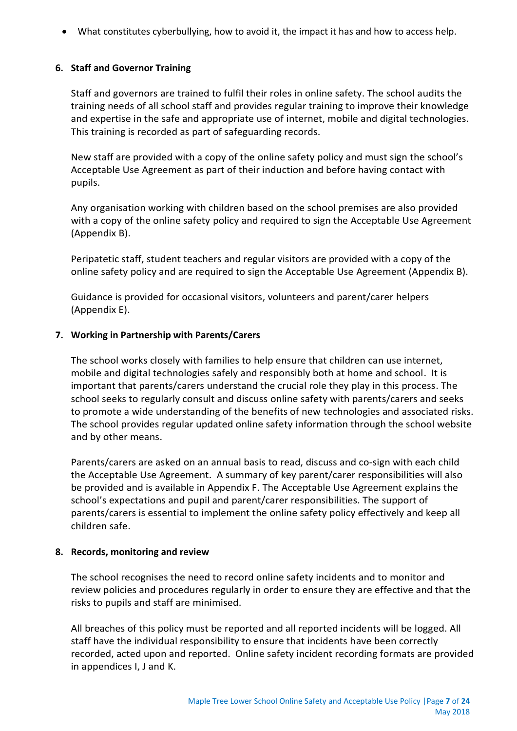- What constitutes cyberbullying, how to avoid it, the impact it has and how to access help.

### 6. Staff and Governor Training

Staff and governors are trained to fulfil their roles in online safety. The school audits the training needs of all school staff and provides regular training to improve their knowledge and expertise in the safe and appropriate use of internet, mobile and digital technologies. This training is recorded as part of safeguarding records.

New staff are provided with a copy of the online safety policy and must sign the school's Acceptable Use Agreement as part of their induction and before having contact with pupils.

Any organisation working with children based on the school premises are also provided with a copy of the online safety policy and required to sign the Acceptable Use Agreement (Appendix B).

Peripatetic staff, student teachers and regular visitors are provided with a copy of the online safety policy and are required to sign the Acceptable Use Agreement (Appendix B).

Guidance is provided for occasional visitors, volunteers and parent/carer helpers (Appendix E).

### 7. Working in Partnership with Parents/Carers

The school works closely with families to help ensure that children can use internet, mobile and digital technologies safely and responsibly both at home and school. It is important that parents/carers understand the crucial role they play in this process. The school seeks to regularly consult and discuss online safety with parents/carers and seeks to promote a wide understanding of the benefits of new technologies and associated risks. The school provides regular updated online safety information through the school website and by other means.

Parents/carers are asked on an annual basis to read, discuss and co-sign with each child the Acceptable Use Agreement. A summary of key parent/carer responsibilities will also be provided and is available in Appendix F. The Acceptable Use Agreement explains the school's expectations and pupil and parent/carer responsibilities. The support of parents/carers is essential to implement the online safety policy effectively and keep all children safe.

### 8. Records, monitoring and review

The school recognises the need to record online safety incidents and to monitor and review policies and procedures regularly in order to ensure they are effective and that the risks to pupils and staff are minimised.

All breaches of this policy must be reported and all reported incidents will be logged. All staff have the individual responsibility to ensure that incidents have been correctly recorded, acted upon and reported. Online safety incident recording formats are provided in appendices I, J and K.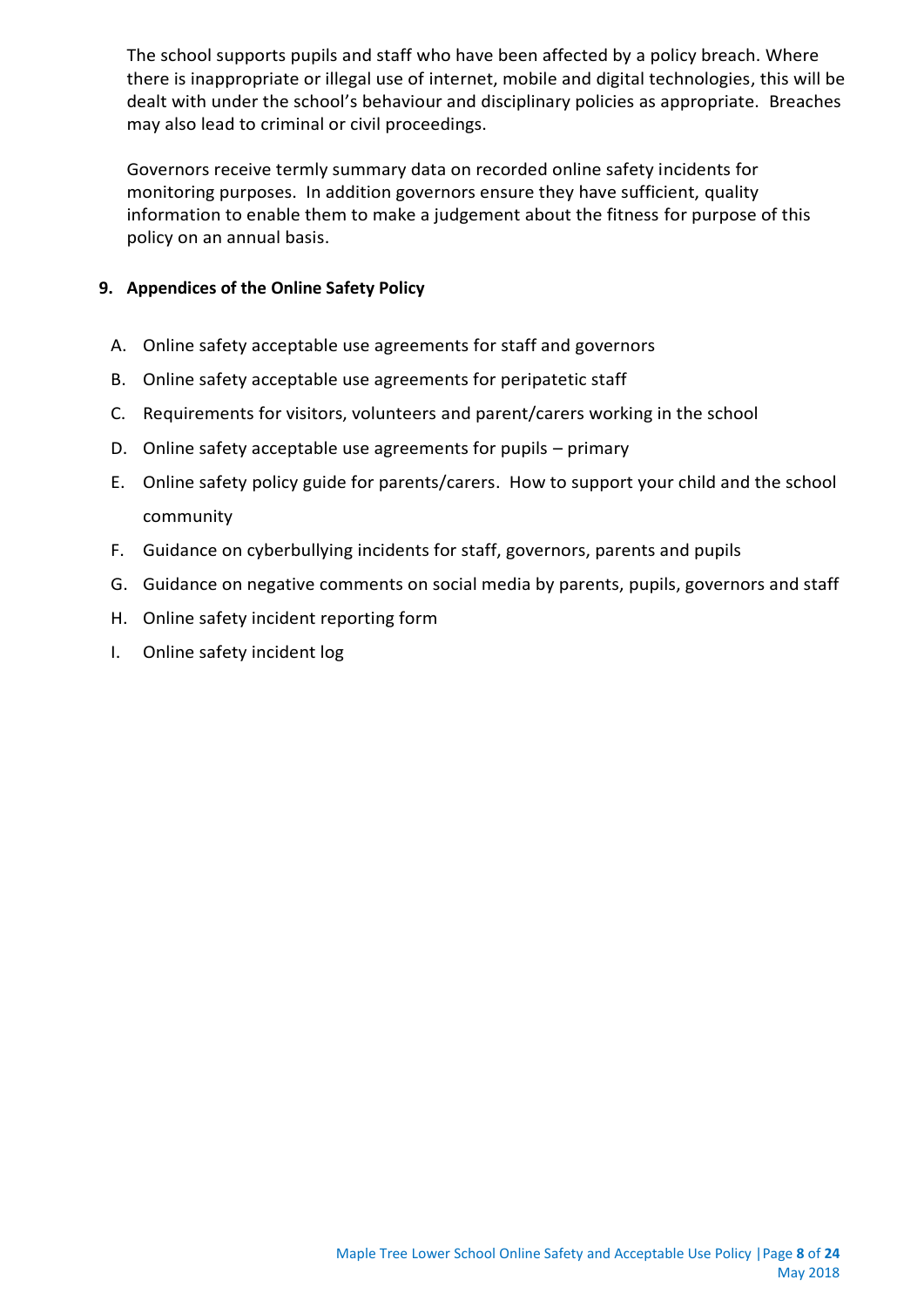The school supports pupils and staff who have been affected by a policy breach. Where there is inappropriate or illegal use of internet, mobile and digital technologies, this will be dealt with under the school's behaviour and disciplinary policies as appropriate. Breaches may also lead to criminal or civil proceedings.

Governors receive termly summary data on recorded online safety incidents for monitoring purposes. In addition governors ensure they have sufficient, quality information to enable them to make a judgement about the fitness for purpose of this policy on an annual basis.

## 9. Appendices of the Online Safety Policy

A. Online safety acceptable use agreements for staff and governors
B. Online safety acceptable use agreements for peripatetic staff
C. Requirements for visitors, volunteers and parent/carers working in the school
D. Online safety acceptable use agreements for pupils – primary
E. Online safety policy guide for parents/carers. How to support your child and the school community
F. Guidance on cyberbullying incidents for staff, governors, parents and pupils
G. Guidance on negative comments on social media by parents, pupils, governors and staff
H. Online safety incident reporting form
I. Online safety incident log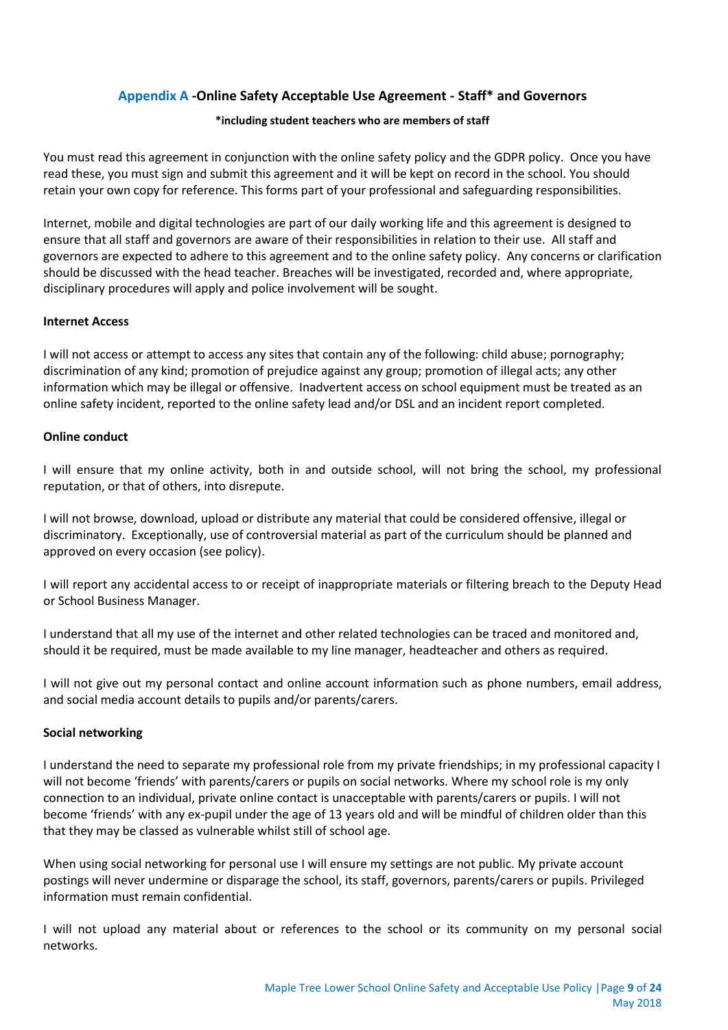## Appendix A -Online Safety Acceptable Use Agreement - Staff* and Governors

**\*including student teachers who are members of staff**

You must read this agreement in conjunction with the online safety policy and the GDPR policy. Once you have read these, you must sign and submit this agreement and it will be kept on record in the school. You should retain your own copy for reference. This forms part of your professional and safeguarding responsibilities.

Internet, mobile and digital technologies are part of our daily working life and this agreement is designed to ensure that all staff and governors are aware of their responsibilities in relation to their use. All staff and governors are expected to adhere to this agreement and to the online safety policy. Any concerns or clarification should be discussed with the head teacher. Breaches will be investigated, recorded and, where appropriate, disciplinary procedures will apply and police involvement will be sought.

**Internet Access**

I will not access or attempt to access any sites that contain any of the following: child abuse; pornography; discrimination of any kind; promotion of prejudice against any group; promotion of illegal acts; any other information which may be illegal or offensive. Inadvertent access on school equipment must be treated as an online safety incident, reported to the online safety lead and/or DSL and an incident report completed.

**Online conduct**

I will ensure that my online activity, both in and outside school, will not bring the school, my professional reputation, or that of others, into disrepute.

I will not browse, download, upload or distribute any material that could be considered offensive, illegal or discriminatory. Exceptionally, use of controversial material as part of the curriculum should be planned and approved on every occasion (see policy).

I will report any accidental access to or receipt of inappropriate materials or filtering breach to the Deputy Head or School Business Manager.

I understand that all my use of the internet and other related technologies can be traced and monitored and, should it be required, must be made available to my line manager, headteacher and others as required.

I will not give out my personal contact and online account information such as phone numbers, email address, and social media account details to pupils and/or parents/carers.

**Social networking**

I understand the need to separate my professional role from my private friendships; in my professional capacity I will not become 'friends' with parents/carers or pupils on social networks. Where my school role is my only connection to an individual, private online contact is unacceptable with parents/carers or pupils. I will not become 'friends' with any ex-pupil under the age of 13 years old and will be mindful of children older than this that they may be classed as vulnerable whilst still of school age.

When using social networking for personal use I will ensure my settings are not public. My private account postings will never undermine or disparage the school, its staff, governors, parents/carers or pupils. Privileged information must remain confidential.

I will not upload any material about or references to the school or its community on my personal social networks.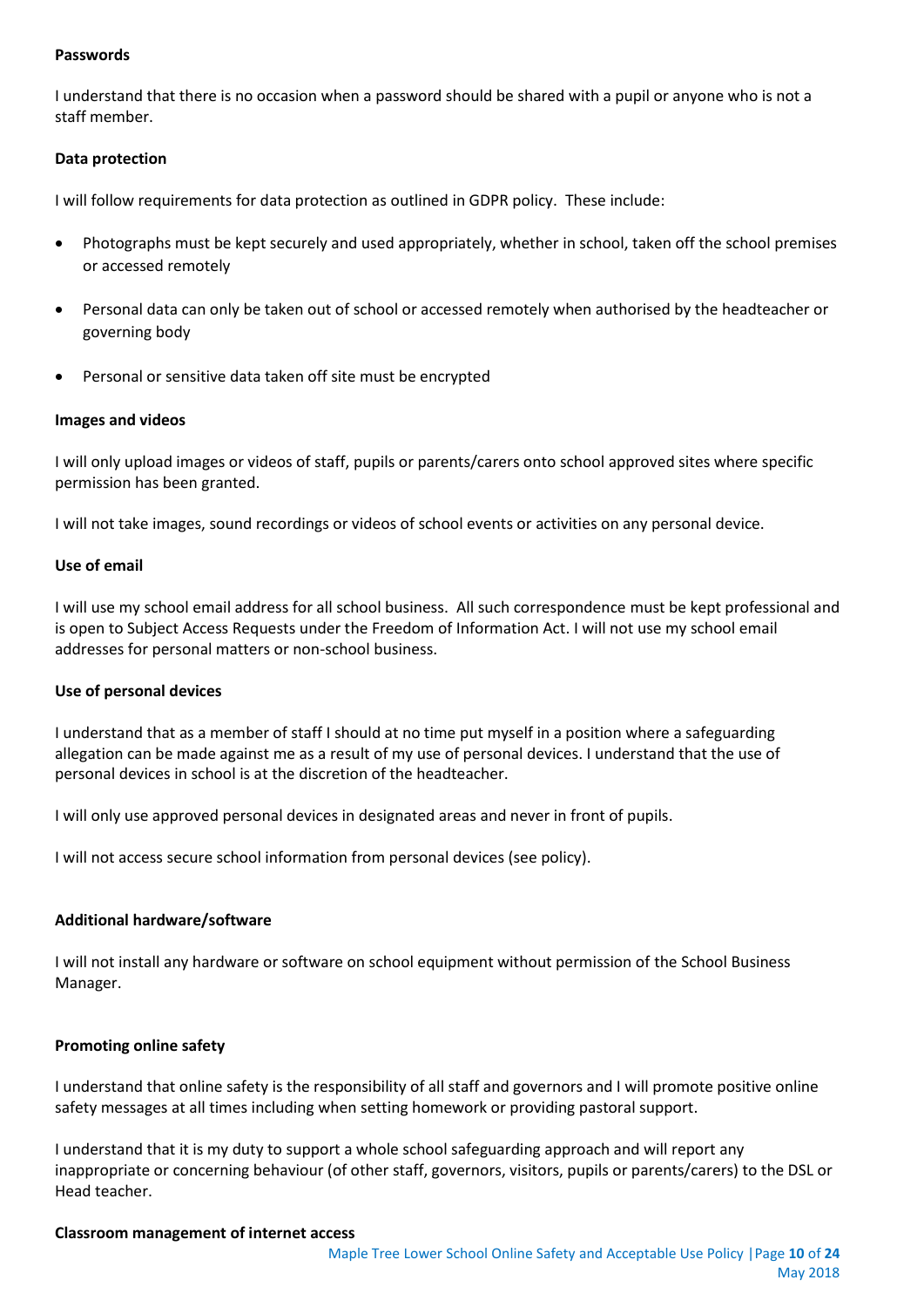**Passwords**

I understand that there is no occasion when a password should be shared with a pupil or anyone who is not a staff member.

**Data protection**

I will follow requirements for data protection as outlined in GDPR policy. These include:

- Photographs must be kept securely and used appropriately, whether in school, taken off the school premises or accessed remotely
- Personal data can only be taken out of school or accessed remotely when authorised by the headteacher or governing body
- Personal or sensitive data taken off site must be encrypted

**Images and videos**

I will only upload images or videos of staff, pupils or parents/carers onto school approved sites where specific permission has been granted.

I will not take images, sound recordings or videos of school events or activities on any personal device.

**Use of email**

I will use my school email address for all school business. All such correspondence must be kept professional and is open to Subject Access Requests under the Freedom of Information Act. I will not use my school email addresses for personal matters or non-school business.

**Use of personal devices**

I understand that as a member of staff I should at no time put myself in a position where a safeguarding allegation can be made against me as a result of my use of personal devices. I understand that the use of personal devices in school is at the discretion of the headteacher.

I will only use approved personal devices in designated areas and never in front of pupils.

I will not access secure school information from personal devices (see policy).

**Additional hardware/software**

I will not install any hardware or software on school equipment without permission of the School Business Manager.

**Promoting online safety**

I understand that online safety is the responsibility of all staff and governors and I will promote positive online safety messages at all times including when setting homework or providing pastoral support.

I understand that it is my duty to support a whole school safeguarding approach and will report any inappropriate or concerning behaviour (of other staff, governors, visitors, pupils or parents/carers) to the DSL or Head teacher.

**Classroom management of internet access**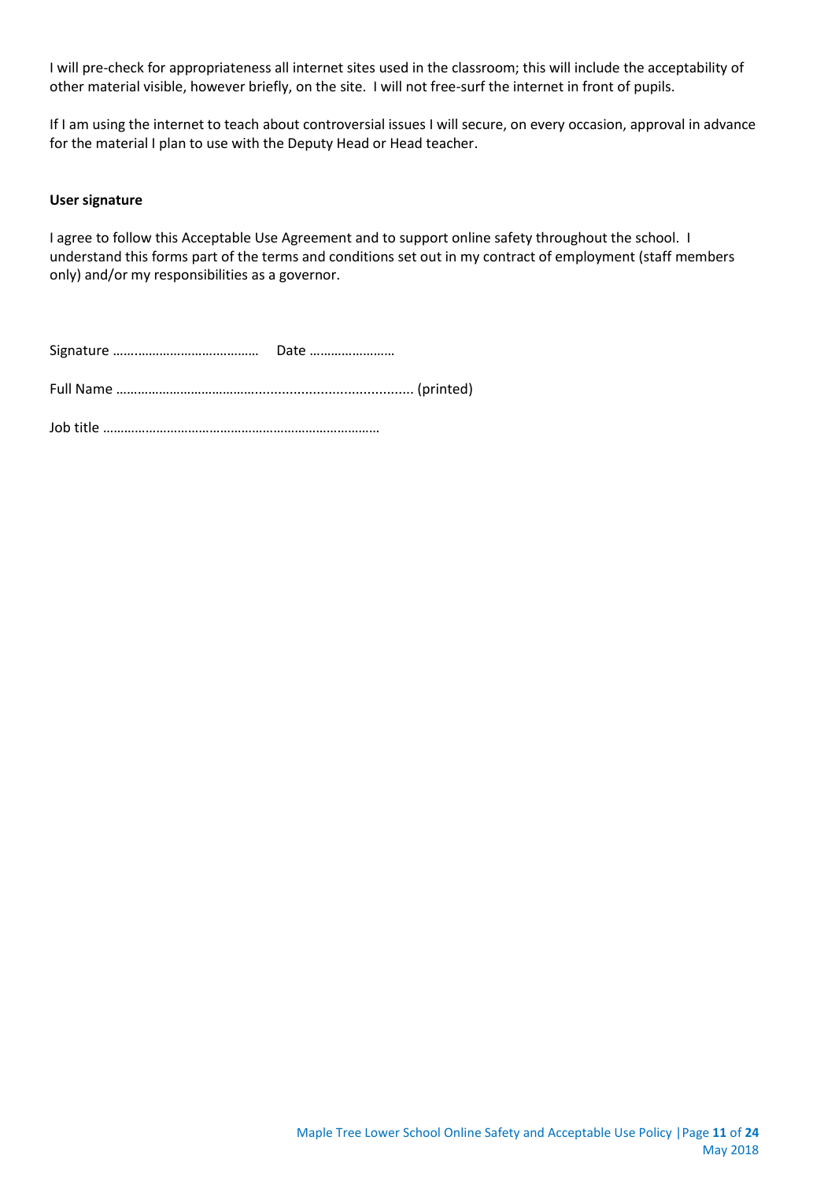I will pre-check for appropriateness all internet sites used in the classroom; this will include the acceptability of other material visible, however briefly, on the site. I will not free-surf the internet in front of pupils.

If I am using the internet to teach about controversial issues I will secure, on every occasion, approval in advance for the material I plan to use with the Deputy Head or Head teacher.

**User signature**

I agree to follow this Acceptable Use Agreement and to support online safety throughout the school. I understand this forms part of the terms and conditions set out in my contract of employment (staff members only) and/or my responsibilities as a governor.

Signature …….…………………………… Date ……………………

Full Name …………………………………........................................ (printed)

Job title …………………………………………………………………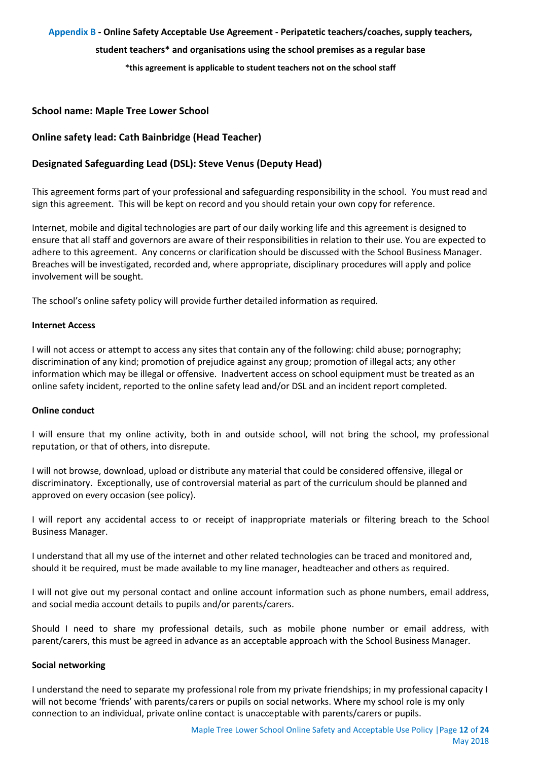**Appendix B - Online Safety Acceptable Use Agreement - Peripatetic teachers/coaches, supply teachers, student teachers* and organisations using the school premises as a regular base**

***this agreement is applicable to student teachers not on the school staff**

### School name: Maple Tree Lower School

### Online safety lead: Cath Bainbridge (Head Teacher)

### Designated Safeguarding Lead (DSL): Steve Venus (Deputy Head)

This agreement forms part of your professional and safeguarding responsibility in the school. You must read and sign this agreement. This will be kept on record and you should retain your own copy for reference.

Internet, mobile and digital technologies are part of our daily working life and this agreement is designed to ensure that all staff and governors are aware of their responsibilities in relation to their use. You are expected to adhere to this agreement. Any concerns or clarification should be discussed with the School Business Manager. Breaches will be investigated, recorded and, where appropriate, disciplinary procedures will apply and police involvement will be sought.

The school's online safety policy will provide further detailed information as required.

**Internet Access**

I will not access or attempt to access any sites that contain any of the following: child abuse; pornography; discrimination of any kind; promotion of prejudice against any group; promotion of illegal acts; any other information which may be illegal or offensive. Inadvertent access on school equipment must be treated as an online safety incident, reported to the online safety lead and/or DSL and an incident report completed.

**Online conduct**

I will ensure that my online activity, both in and outside school, will not bring the school, my professional reputation, or that of others, into disrepute.

I will not browse, download, upload or distribute any material that could be considered offensive, illegal or discriminatory. Exceptionally, use of controversial material as part of the curriculum should be planned and approved on every occasion (see policy).

I will report any accidental access to or receipt of inappropriate materials or filtering breach to the School Business Manager.

I understand that all my use of the internet and other related technologies can be traced and monitored and, should it be required, must be made available to my line manager, headteacher and others as required.

I will not give out my personal contact and online account information such as phone numbers, email address, and social media account details to pupils and/or parents/carers.

Should I need to share my professional details, such as mobile phone number or email address, with parent/carers, this must be agreed in advance as an acceptable approach with the School Business Manager.

**Social networking**

I understand the need to separate my professional role from my private friendships; in my professional capacity I will not become 'friends' with parents/carers or pupils on social networks. Where my school role is my only connection to an individual, private online contact is unacceptable with parents/carers or pupils.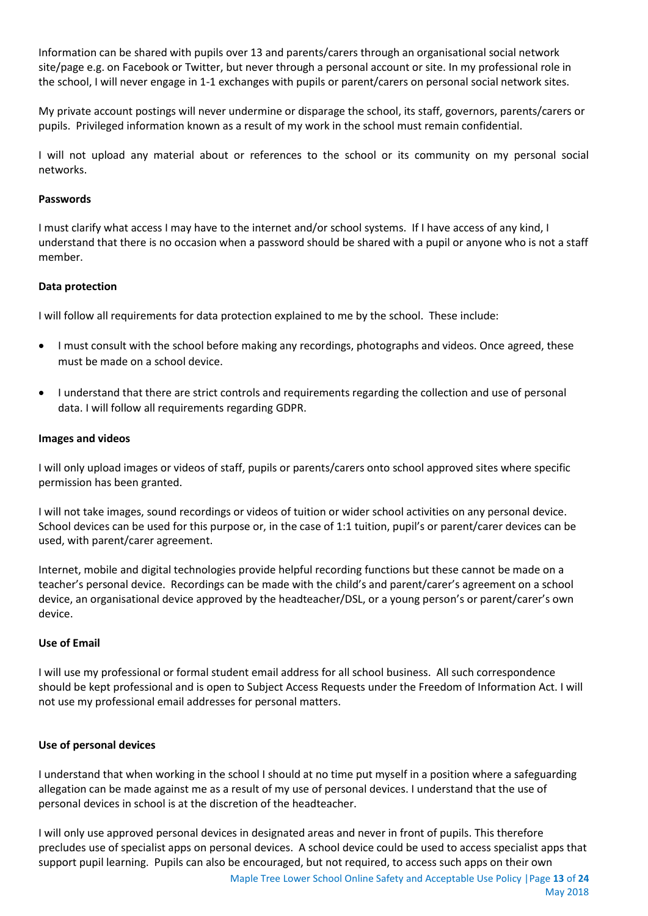Information can be shared with pupils over 13 and parents/carers through an organisational social network site/page e.g. on Facebook or Twitter, but never through a personal account or site. In my professional role in the school, I will never engage in 1-1 exchanges with pupils or parent/carers on personal social network sites.

My private account postings will never undermine or disparage the school, its staff, governors, parents/carers or pupils. Privileged information known as a result of my work in the school must remain confidential.

I will not upload any material about or references to the school or its community on my personal social networks.

**Passwords**

I must clarify what access I may have to the internet and/or school systems. If I have access of any kind, I understand that there is no occasion when a password should be shared with a pupil or anyone who is not a staff member.

**Data protection**

I will follow all requirements for data protection explained to me by the school. These include:

- I must consult with the school before making any recordings, photographs and videos. Once agreed, these must be made on a school device.
- I understand that there are strict controls and requirements regarding the collection and use of personal data. I will follow all requirements regarding GDPR.

**Images and videos**

I will only upload images or videos of staff, pupils or parents/carers onto school approved sites where specific permission has been granted.

I will not take images, sound recordings or videos of tuition or wider school activities on any personal device. School devices can be used for this purpose or, in the case of 1:1 tuition, pupil's or parent/carer devices can be used, with parent/carer agreement.

Internet, mobile and digital technologies provide helpful recording functions but these cannot be made on a teacher's personal device. Recordings can be made with the child's and parent/carer's agreement on a school device, an organisational device approved by the headteacher/DSL, or a young person's or parent/carer's own device.

**Use of Email**

I will use my professional or formal student email address for all school business. All such correspondence should be kept professional and is open to Subject Access Requests under the Freedom of Information Act. I will not use my professional email addresses for personal matters.

**Use of personal devices**

I understand that when working in the school I should at no time put myself in a position where a safeguarding allegation can be made against me as a result of my use of personal devices. I understand that the use of personal devices in school is at the discretion of the headteacher.

I will only use approved personal devices in designated areas and never in front of pupils. This therefore precludes use of specialist apps on personal devices. A school device could be used to access specialist apps that support pupil learning. Pupils can also be encouraged, but not required, to access such apps on their own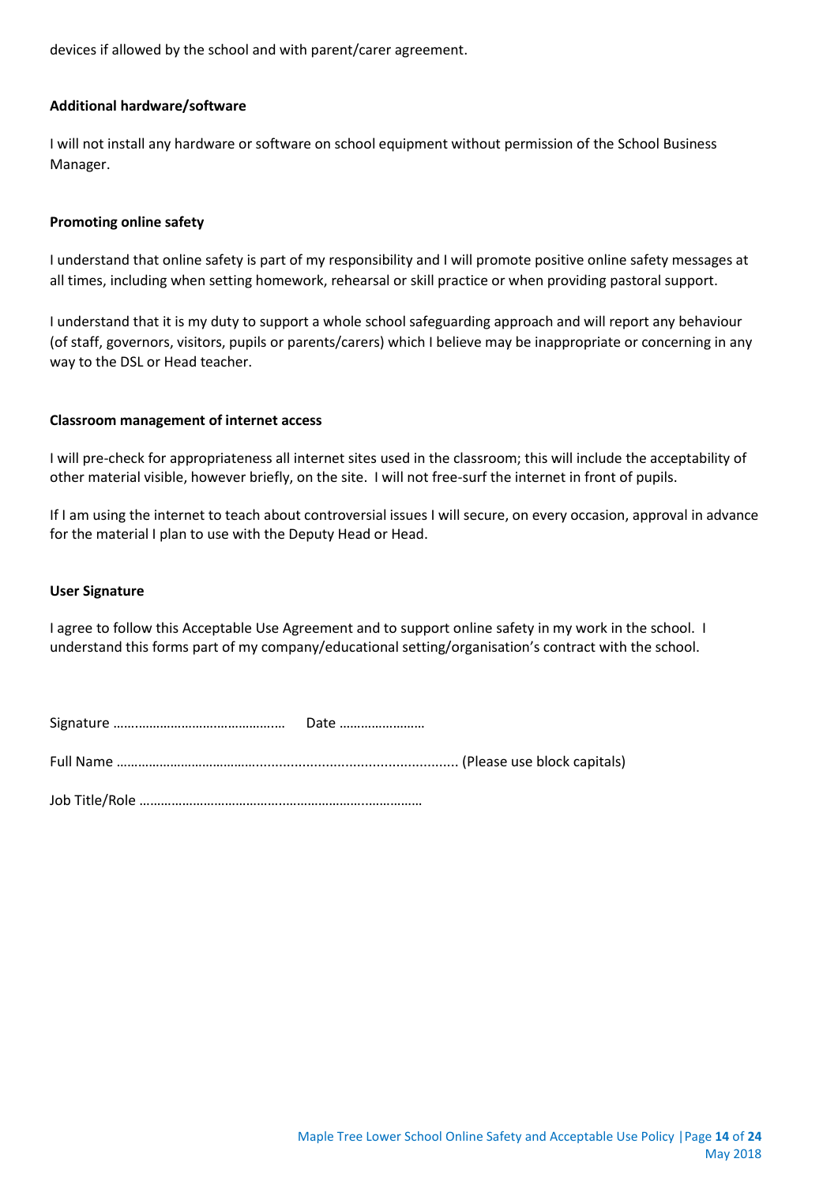devices if allowed by the school and with parent/carer agreement.

**Additional hardware/software**

I will not install any hardware or software on school equipment without permission of the School Business Manager.

**Promoting online safety**

I understand that online safety is part of my responsibility and I will promote positive online safety messages at all times, including when setting homework, rehearsal or skill practice or when providing pastoral support.

I understand that it is my duty to support a whole school safeguarding approach and will report any behaviour (of staff, governors, visitors, pupils or parents/carers) which I believe may be inappropriate or concerning in any way to the DSL or Head teacher.

**Classroom management of internet access**

I will pre-check for appropriateness all internet sites used in the classroom; this will include the acceptability of other material visible, however briefly, on the site. I will not free-surf the internet in front of pupils.

If I am using the internet to teach about controversial issues I will secure, on every occasion, approval in advance for the material I plan to use with the Deputy Head or Head.

**User Signature**

I agree to follow this Acceptable Use Agreement and to support online safety in my work in the school. I understand this forms part of my company/educational setting/organisation's contract with the school.

Signature …………………………………………… Date ……………………

Full Name ……………………………………........................................................ (Please use block capitals)

Job Title/Role ……………………………………………………………………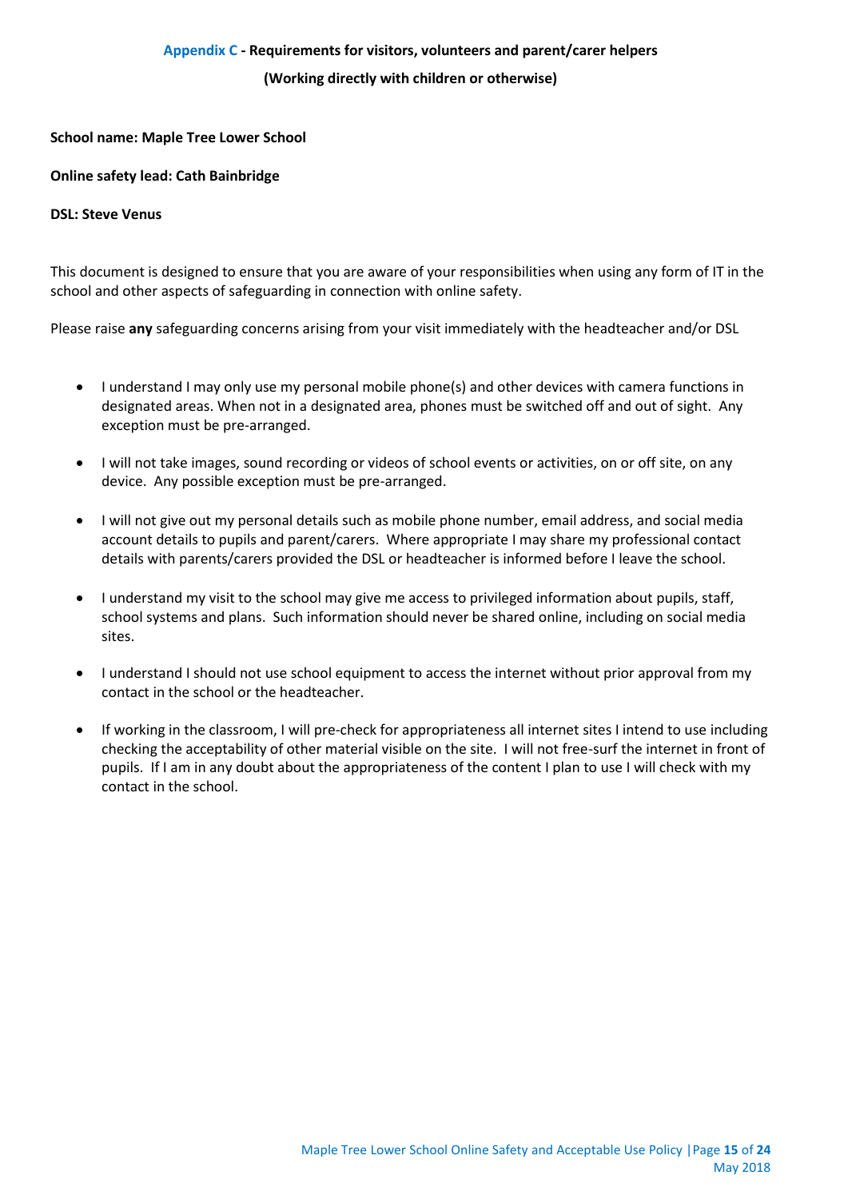## Appendix C - Requirements for visitors, volunteers and parent/carer helpers

**(Working directly with children or otherwise)**

**School name: Maple Tree Lower School**

**Online safety lead: Cath Bainbridge**

**DSL: Steve Venus**

This document is designed to ensure that you are aware of your responsibilities when using any form of IT in the school and other aspects of safeguarding in connection with online safety.

Please raise **any** safeguarding concerns arising from your visit immediately with the headteacher and/or DSL

- I understand I may only use my personal mobile phone(s) and other devices with camera functions in designated areas. When not in a designated area, phones must be switched off and out of sight. Any exception must be pre-arranged.

- I will not take images, sound recording or videos of school events or activities, on or off site, on any device. Any possible exception must be pre-arranged.

- I will not give out my personal details such as mobile phone number, email address, and social media account details to pupils and parent/carers. Where appropriate I may share my professional contact details with parents/carers provided the DSL or headteacher is informed before I leave the school.

- I understand my visit to the school may give me access to privileged information about pupils, staff, school systems and plans. Such information should never be shared online, including on social media sites.

- I understand I should not use school equipment to access the internet without prior approval from my contact in the school or the headteacher.

- If working in the classroom, I will pre-check for appropriateness all internet sites I intend to use including checking the acceptability of other material visible on the site. I will not free-surf the internet in front of pupils. If I am in any doubt about the appropriateness of the content I plan to use I will check with my contact in the school.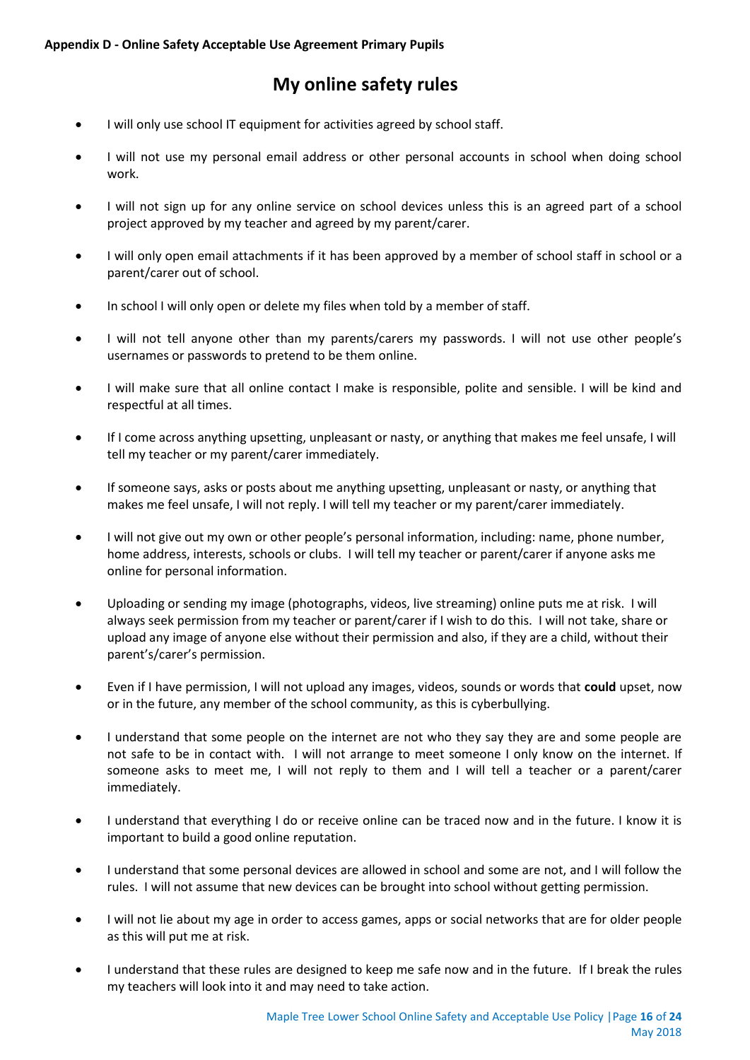**Appendix D - Online Safety Acceptable Use Agreement Primary Pupils**

# My online safety rules

- I will only use school IT equipment for activities agreed by school staff.
- I will not use my personal email address or other personal accounts in school when doing school work.
- I will not sign up for any online service on school devices unless this is an agreed part of a school project approved by my teacher and agreed by my parent/carer.
- I will only open email attachments if it has been approved by a member of school staff in school or a parent/carer out of school.
- In school I will only open or delete my files when told by a member of staff.
- I will not tell anyone other than my parents/carers my passwords. I will not use other people's usernames or passwords to pretend to be them online.
- I will make sure that all online contact I make is responsible, polite and sensible. I will be kind and respectful at all times.
- If I come across anything upsetting, unpleasant or nasty, or anything that makes me feel unsafe, I will tell my teacher or my parent/carer immediately.
- If someone says, asks or posts about me anything upsetting, unpleasant or nasty, or anything that makes me feel unsafe, I will not reply. I will tell my teacher or my parent/carer immediately.
- I will not give out my own or other people's personal information, including: name, phone number, home address, interests, schools or clubs. I will tell my teacher or parent/carer if anyone asks me online for personal information.
- Uploading or sending my image (photographs, videos, live streaming) online puts me at risk. I will always seek permission from my teacher or parent/carer if I wish to do this. I will not take, share or upload any image of anyone else without their permission and also, if they are a child, without their parent's/carer's permission.
- Even if I have permission, I will not upload any images, videos, sounds or words that **could** upset, now or in the future, any member of the school community, as this is cyberbullying.
- I understand that some people on the internet are not who they say they are and some people are not safe to be in contact with. I will not arrange to meet someone I only know on the internet. If someone asks to meet me, I will not reply to them and I will tell a teacher or a parent/carer immediately.
- I understand that everything I do or receive online can be traced now and in the future. I know it is important to build a good online reputation.
- I understand that some personal devices are allowed in school and some are not, and I will follow the rules. I will not assume that new devices can be brought into school without getting permission.
- I will not lie about my age in order to access games, apps or social networks that are for older people as this will put me at risk.
- I understand that these rules are designed to keep me safe now and in the future. If I break the rules my teachers will look into it and may need to take action.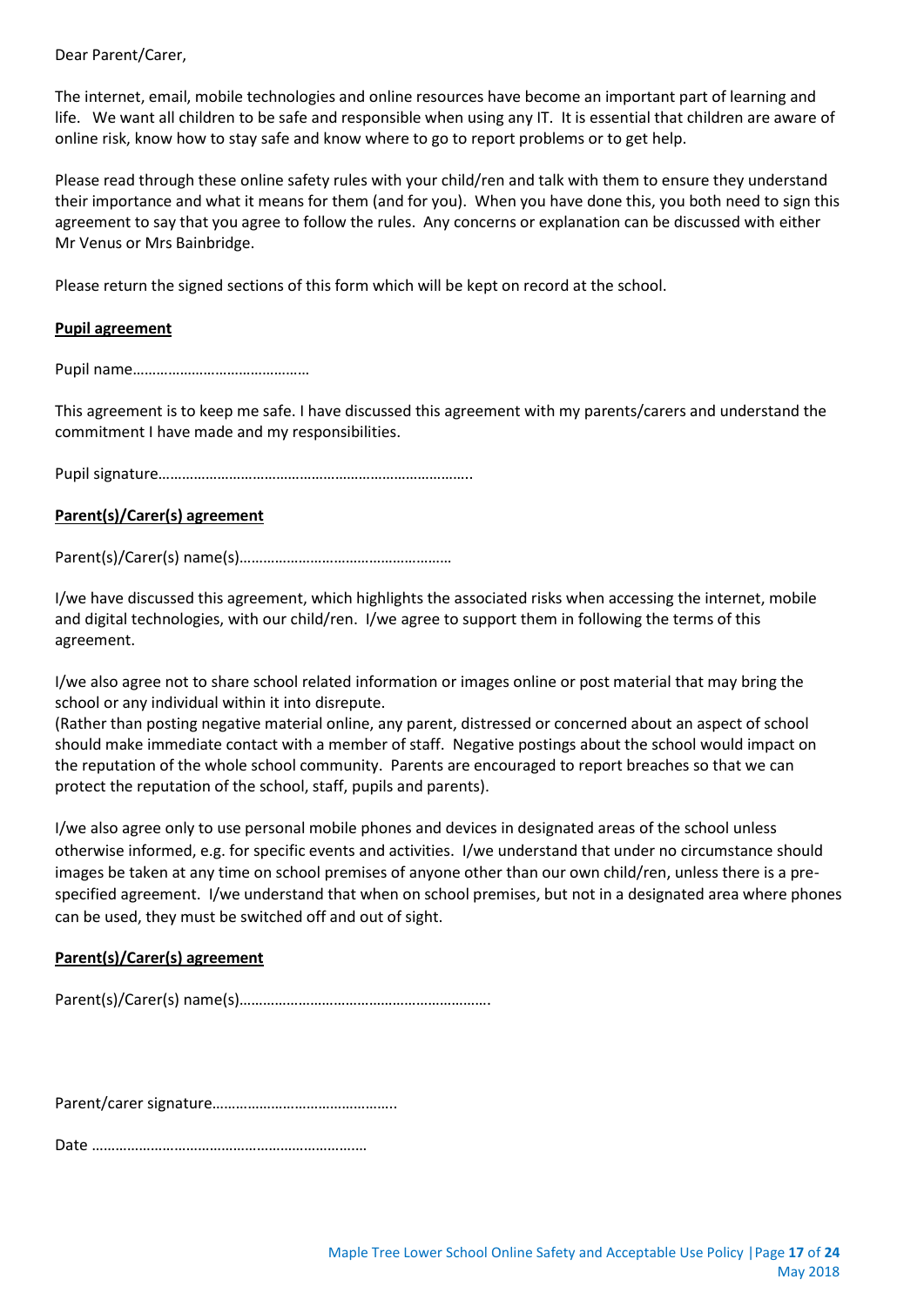Dear Parent/Carer,

The internet, email, mobile technologies and online resources have become an important part of learning and life. We want all children to be safe and responsible when using any IT. It is essential that children are aware of online risk, know how to stay safe and know where to go to report problems or to get help.

Please read through these online safety rules with your child/ren and talk with them to ensure they understand their importance and what it means for them (and for you). When you have done this, you both need to sign this agreement to say that you agree to follow the rules. Any concerns or explanation can be discussed with either Mr Venus or Mrs Bainbridge.

Please return the signed sections of this form which will be kept on record at the school.

**Pupil agreement**

Pupil name……………………………………..

This agreement is to keep me safe. I have discussed this agreement with my parents/carers and understand the commitment I have made and my responsibilities.

Pupil signature…………………………………………………………………..

**Parent(s)/Carer(s) agreement**

Parent(s)/Carer(s) name(s)………………………………………………

I/we have discussed this agreement, which highlights the associated risks when accessing the internet, mobile and digital technologies, with our child/ren. I/we agree to support them in following the terms of this agreement.

I/we also agree not to share school related information or images online or post material that may bring the school or any individual within it into disrepute.
(Rather than posting negative material online, any parent, distressed or concerned about an aspect of school should make immediate contact with a member of staff. Negative postings about the school would impact on the reputation of the whole school community. Parents are encouraged to report breaches so that we can protect the reputation of the school, staff, pupils and parents).

I/we also agree only to use personal mobile phones and devices in designated areas of the school unless otherwise informed, e.g. for specific events and activities. I/we understand that under no circumstance should images be taken at any time on school premises of anyone other than our own child/ren, unless there is a pre-specified agreement. I/we understand that when on school premises, but not in a designated area where phones can be used, they must be switched off and out of sight.

**Parent(s)/Carer(s) agreement**

Parent(s)/Carer(s) name(s)……………………………………………………….

Parent/carer signature………………………………………..

Date ……………………………………………………………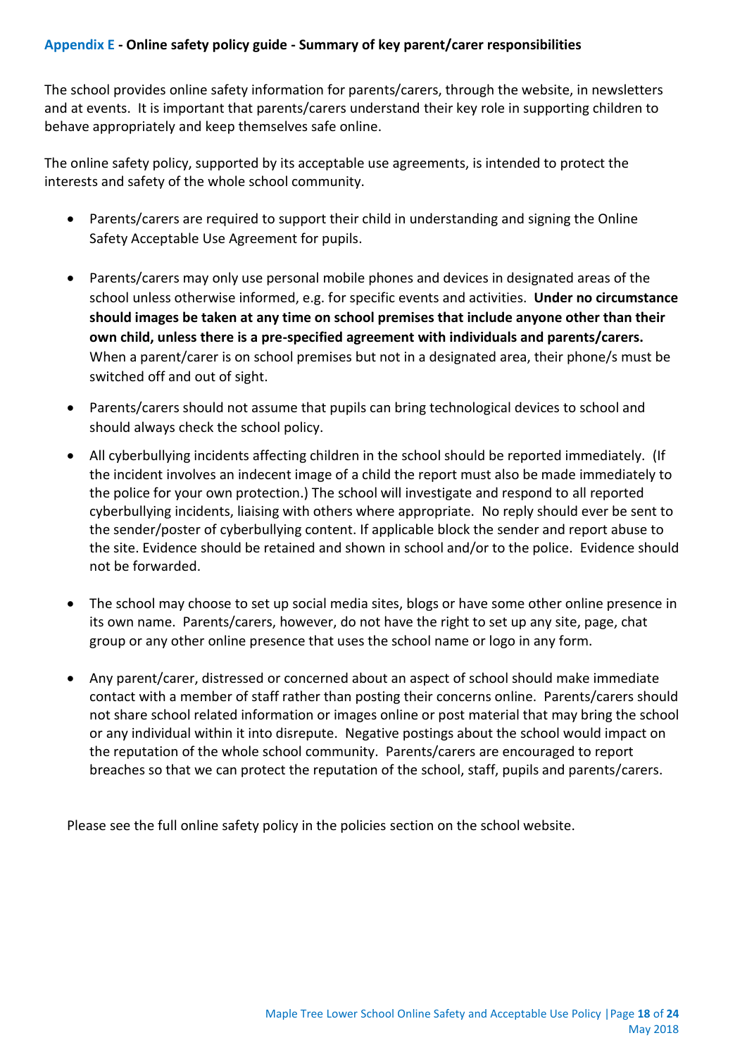### Appendix E - Online safety policy guide - Summary of key parent/carer responsibilities

The school provides online safety information for parents/carers, through the website, in newsletters and at events. It is important that parents/carers understand their key role in supporting children to behave appropriately and keep themselves safe online.

The online safety policy, supported by its acceptable use agreements, is intended to protect the interests and safety of the whole school community.

- Parents/carers are required to support their child in understanding and signing the Online Safety Acceptable Use Agreement for pupils.
- Parents/carers may only use personal mobile phones and devices in designated areas of the school unless otherwise informed, e.g. for specific events and activities. **Under no circumstance should images be taken at any time on school premises that include anyone other than their own child, unless there is a pre-specified agreement with individuals and parents/carers.** When a parent/carer is on school premises but not in a designated area, their phone/s must be switched off and out of sight.
- Parents/carers should not assume that pupils can bring technological devices to school and should always check the school policy.
- All cyberbullying incidents affecting children in the school should be reported immediately. (If the incident involves an indecent image of a child the report must also be made immediately to the police for your own protection.) The school will investigate and respond to all reported cyberbullying incidents, liaising with others where appropriate. No reply should ever be sent to the sender/poster of cyberbullying content. If applicable block the sender and report abuse to the site. Evidence should be retained and shown in school and/or to the police. Evidence should not be forwarded.
- The school may choose to set up social media sites, blogs or have some other online presence in its own name. Parents/carers, however, do not have the right to set up any site, page, chat group or any other online presence that uses the school name or logo in any form.
- Any parent/carer, distressed or concerned about an aspect of school should make immediate contact with a member of staff rather than posting their concerns online. Parents/carers should not share school related information or images online or post material that may bring the school or any individual within it into disrepute. Negative postings about the school would impact on the reputation of the whole school community. Parents/carers are encouraged to report breaches so that we can protect the reputation of the school, staff, pupils and parents/carers.

Please see the full online safety policy in the policies section on the school website.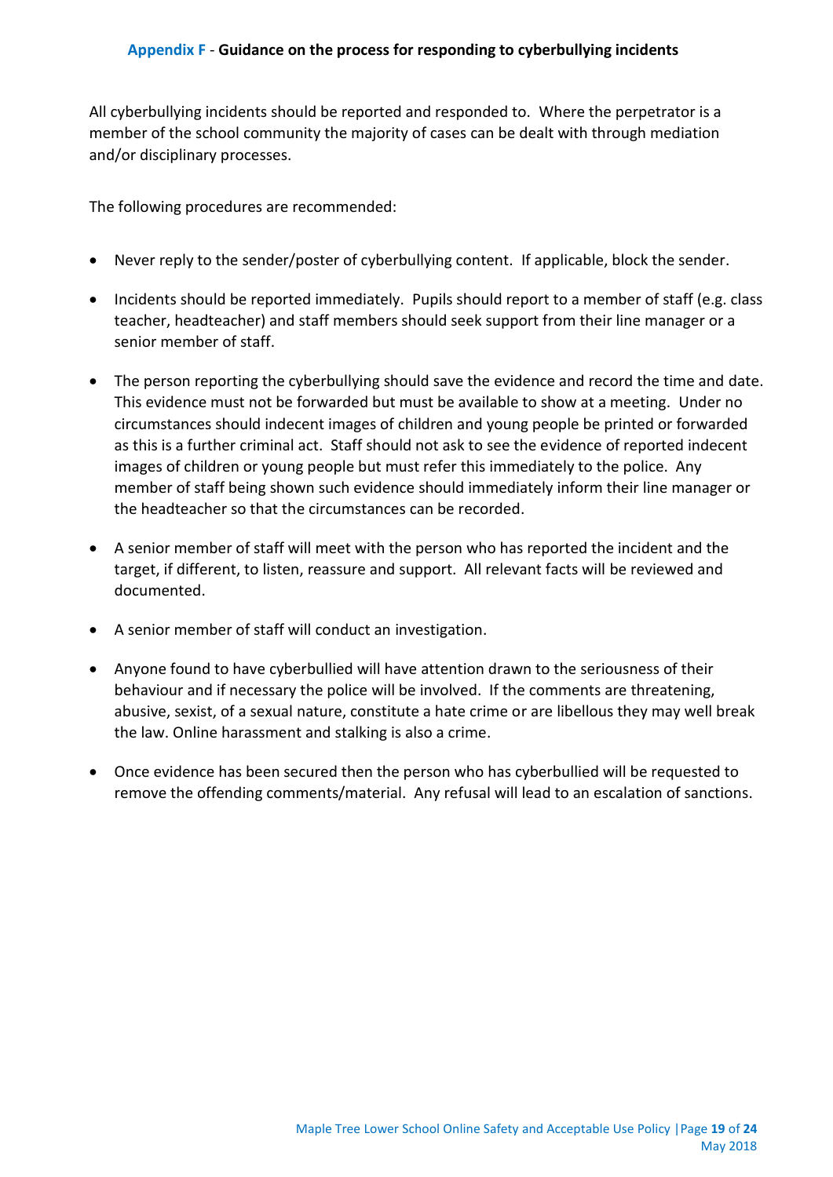## Appendix F - Guidance on the process for responding to cyberbullying incidents

All cyberbullying incidents should be reported and responded to. Where the perpetrator is a member of the school community the majority of cases can be dealt with through mediation and/or disciplinary processes.

The following procedures are recommended:

- Never reply to the sender/poster of cyberbullying content. If applicable, block the sender.
- Incidents should be reported immediately. Pupils should report to a member of staff (e.g. class teacher, headteacher) and staff members should seek support from their line manager or a senior member of staff.
- The person reporting the cyberbullying should save the evidence and record the time and date. This evidence must not be forwarded but must be available to show at a meeting. Under no circumstances should indecent images of children and young people be printed or forwarded as this is a further criminal act. Staff should not ask to see the evidence of reported indecent images of children or young people but must refer this immediately to the police. Any member of staff being shown such evidence should immediately inform their line manager or the headteacher so that the circumstances can be recorded.
- A senior member of staff will meet with the person who has reported the incident and the target, if different, to listen, reassure and support. All relevant facts will be reviewed and documented.
- A senior member of staff will conduct an investigation.
- Anyone found to have cyberbullied will have attention drawn to the seriousness of their behaviour and if necessary the police will be involved. If the comments are threatening, abusive, sexist, of a sexual nature, constitute a hate crime or are libellous they may well break the law. Online harassment and stalking is also a crime.
- Once evidence has been secured then the person who has cyberbullied will be requested to remove the offending comments/material. Any refusal will lead to an escalation of sanctions.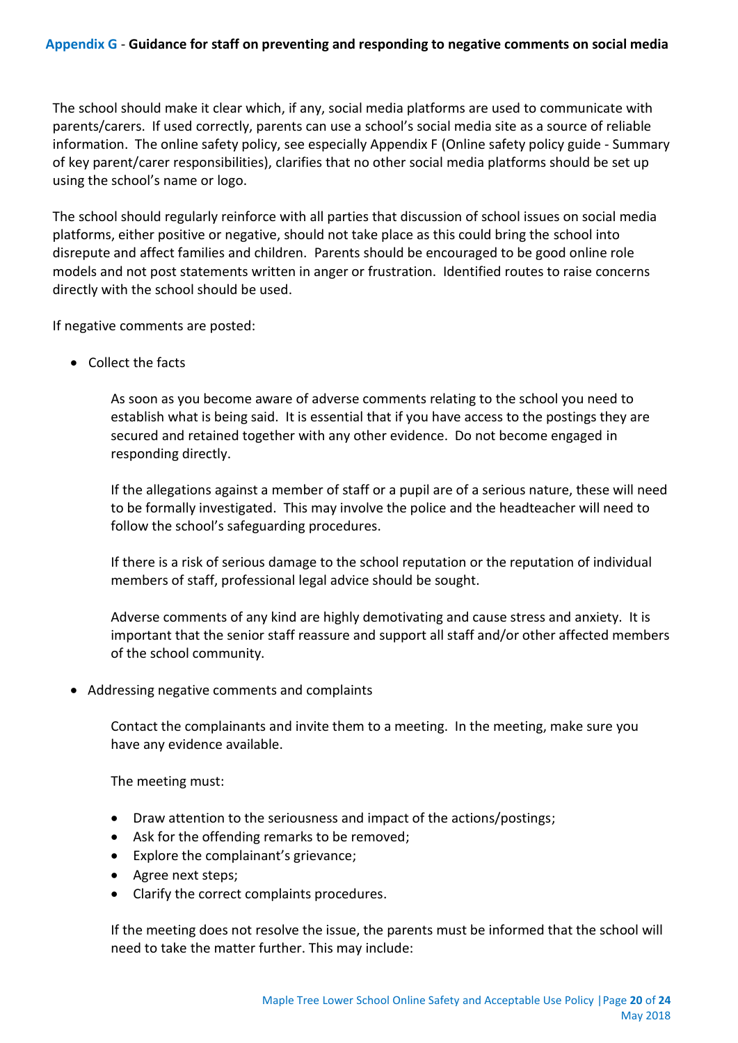## Appendix G - Guidance for staff on preventing and responding to negative comments on social media

The school should make it clear which, if any, social media platforms are used to communicate with parents/carers. If used correctly, parents can use a school's social media site as a source of reliable information. The online safety policy, see especially Appendix F (Online safety policy guide - Summary of key parent/carer responsibilities), clarifies that no other social media platforms should be set up using the school's name or logo.

The school should regularly reinforce with all parties that discussion of school issues on social media platforms, either positive or negative, should not take place as this could bring the school into disrepute and affect families and children. Parents should be encouraged to be good online role models and not post statements written in anger or frustration. Identified routes to raise concerns directly with the school should be used.

If negative comments are posted:

- Collect the facts

  As soon as you become aware of adverse comments relating to the school you need to establish what is being said. It is essential that if you have access to the postings they are secured and retained together with any other evidence. Do not become engaged in responding directly.

  If the allegations against a member of staff or a pupil are of a serious nature, these will need to be formally investigated. This may involve the police and the headteacher will need to follow the school's safeguarding procedures.

  If there is a risk of serious damage to the school reputation or the reputation of individual members of staff, professional legal advice should be sought.

  Adverse comments of any kind are highly demotivating and cause stress and anxiety. It is important that the senior staff reassure and support all staff and/or other affected members of the school community.

- Addressing negative comments and complaints

  Contact the complainants and invite them to a meeting. In the meeting, make sure you have any evidence available.

  The meeting must:

  - Draw attention to the seriousness and impact of the actions/postings;
  - Ask for the offending remarks to be removed;
  - Explore the complainant's grievance;
  - Agree next steps;
  - Clarify the correct complaints procedures.

  If the meeting does not resolve the issue, the parents must be informed that the school will need to take the matter further. This may include: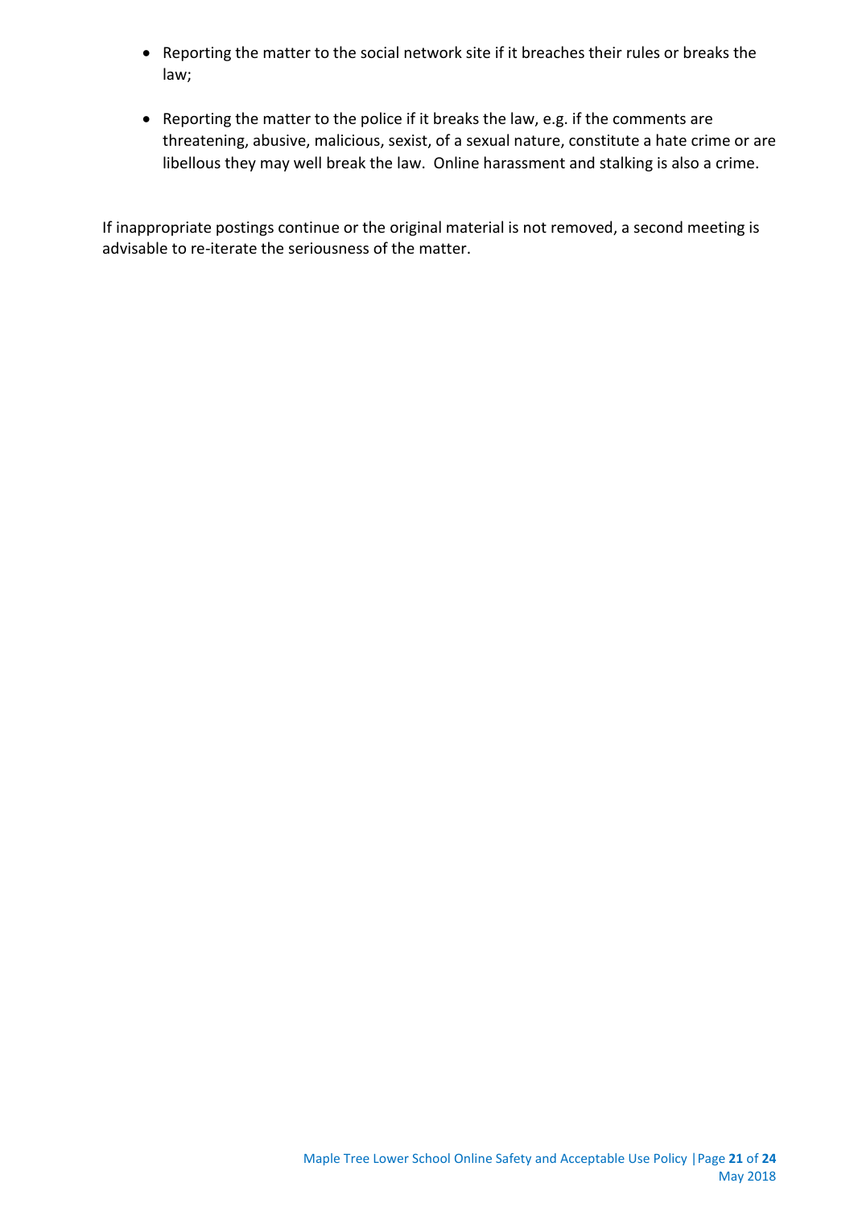- Reporting the matter to the social network site if it breaches their rules or breaks the law;
- Reporting the matter to the police if it breaks the law, e.g. if the comments are threatening, abusive, malicious, sexist, of a sexual nature, constitute a hate crime or are libellous they may well break the law. Online harassment and stalking is also a crime.

If inappropriate postings continue or the original material is not removed, a second meeting is advisable to re-iterate the seriousness of the matter.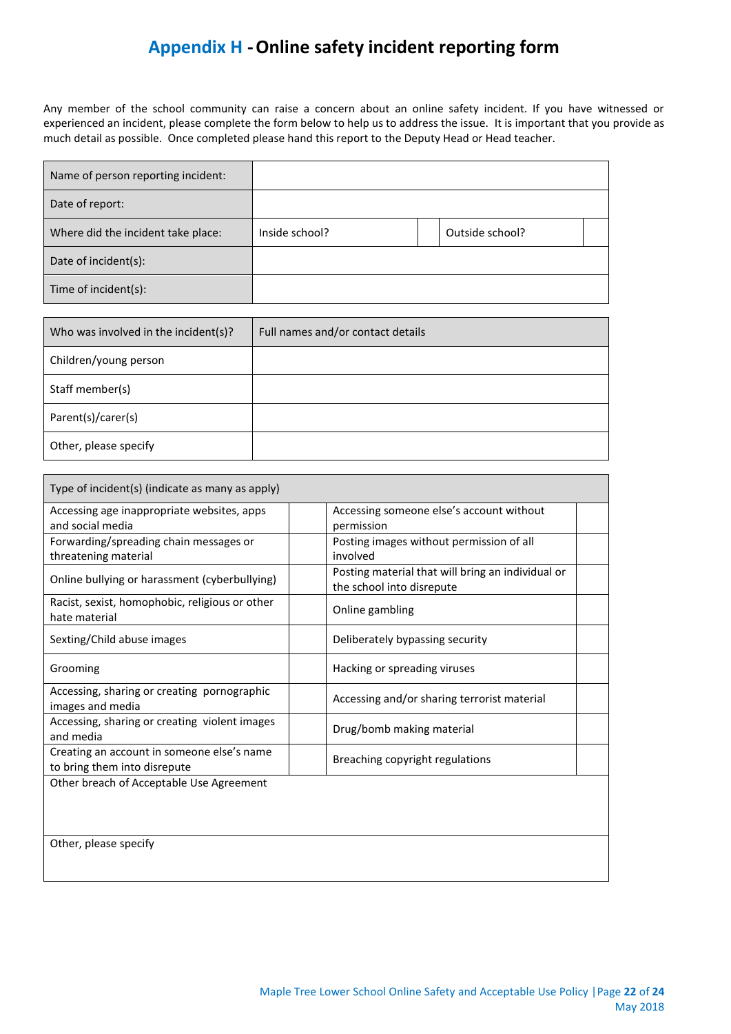# Appendix H - Online safety incident reporting form

Any member of the school community can raise a concern about an online safety incident. If you have witnessed or experienced an incident, please complete the form below to help us to address the issue. It is important that you provide as much detail as possible. Once completed please hand this report to the Deputy Head or Head teacher.

| Name of person reporting incident: | | | | |
|---|---|---|---|---|
| Date of report: | | | | |
| Where did the incident take place: | Inside school? | | Outside school? | |
| Date of incident(s): | | | | |
| Time of incident(s): | | | | |

| Who was involved in the incident(s)? | Full names and/or contact details |
|---|---|
| Children/young person | |
| Staff member(s) | |
| Parent(s)/carer(s) | |
| Other, please specify | |

| Type of incident(s) (indicate as many as apply) | | | |
|---|---|---|---|
| Accessing age inappropriate websites, apps and social media | | Accessing someone else's account without permission | |
| Forwarding/spreading chain messages or threatening material | | Posting images without permission of all involved | |
| Online bullying or harassment (cyberbullying) | | Posting material that will bring an individual or the school into disrepute | |
| Racist, sexist, homophobic, religious or other hate material | | Online gambling | |
| Sexting/Child abuse images | | Deliberately bypassing security | |
| Grooming | | Hacking or spreading viruses | |
| Accessing, sharing or creating pornographic images and media | | Accessing and/or sharing terrorist material | |
| Accessing, sharing or creating violent images and media | | Drug/bomb making material | |
| Creating an account in someone else's name to bring them into disrepute | | Breaching copyright regulations | |
| Other breach of Acceptable Use Agreement | | | |
| Other, please specify | | | |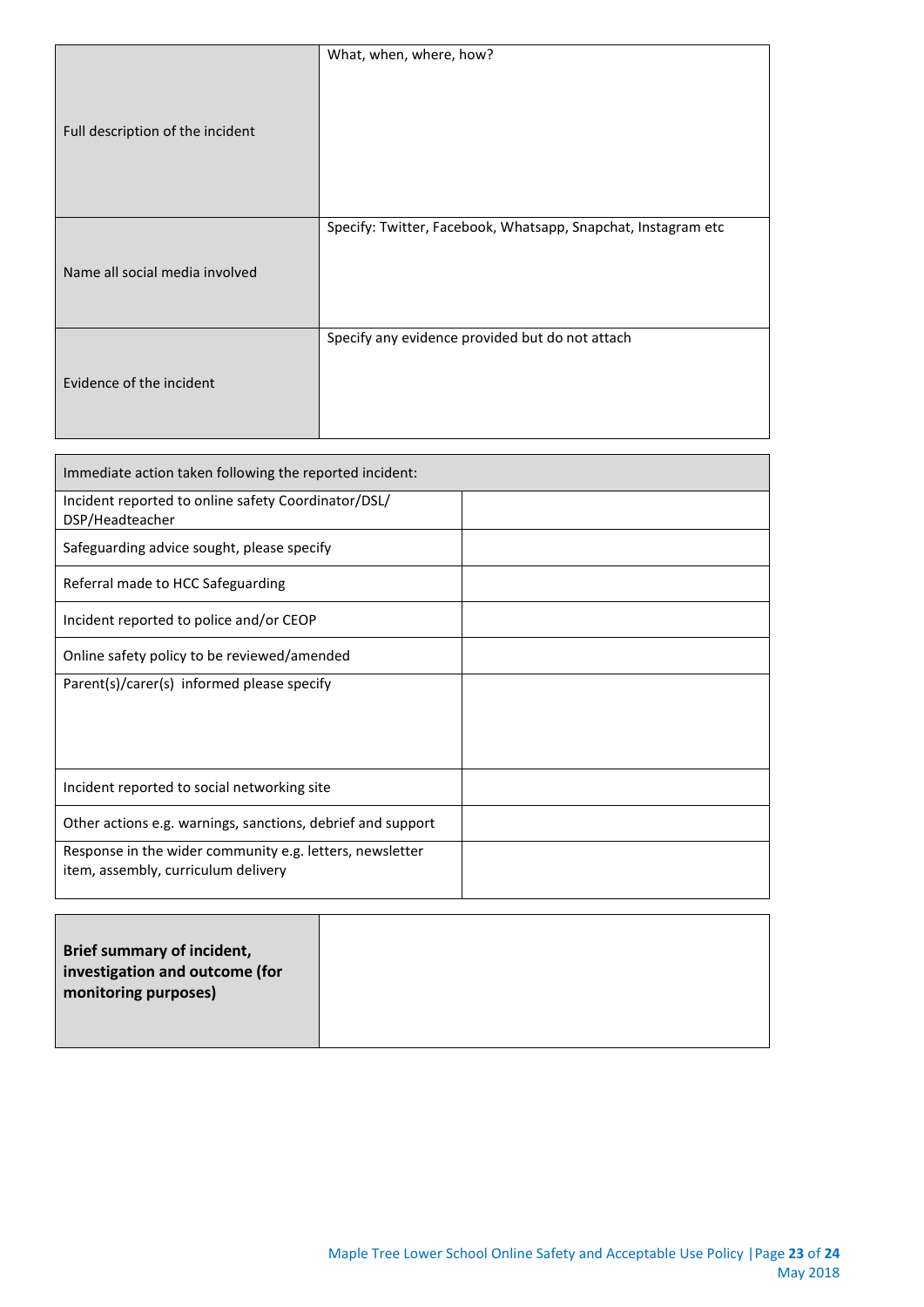| | |
|---|---|
| Full description of the incident | What, when, where, how? |
| Name all social media involved | Specify: Twitter, Facebook, Whatsapp, Snapchat, Instagram etc |
| Evidence of the incident | Specify any evidence provided but do not attach |

| Immediate action taken following the reported incident: | |
|---|---|
| Incident reported to online safety Coordinator/DSL/ DSP/Headteacher | |
| Safeguarding advice sought, please specify | |
| Referral made to HCC Safeguarding | |
| Incident reported to police and/or CEOP | |
| Online safety policy to be reviewed/amended | |
| Parent(s)/carer(s) informed please specify | |
| Incident reported to social networking site | |
| Other actions e.g. warnings, sanctions, debrief and support | |
| Response in the wider community e.g. letters, newsletter item, assembly, curriculum delivery | |

| | |
|---|---|
| **Brief summary of incident, investigation and outcome (for monitoring purposes)** | |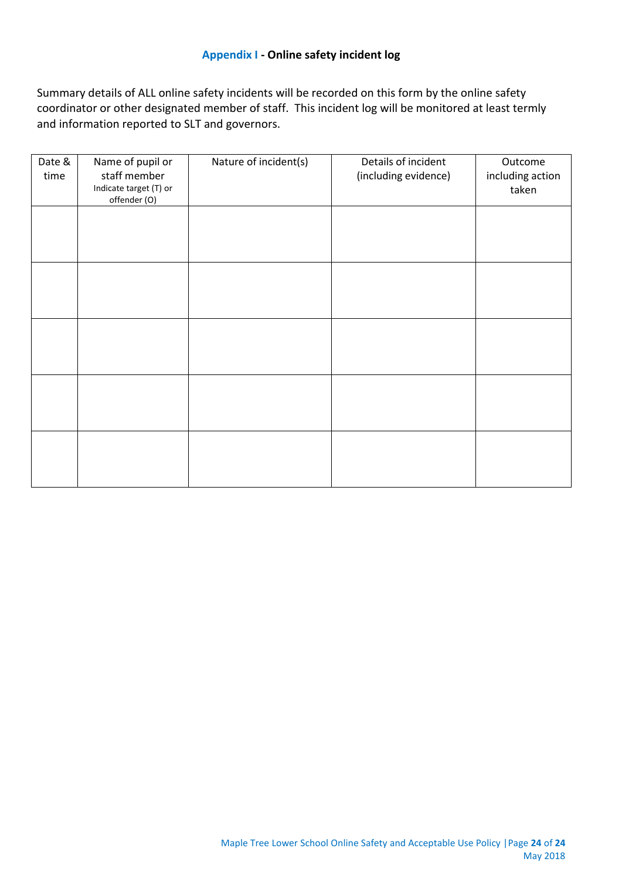## Appendix I - Online safety incident log

Summary details of ALL online safety incidents will be recorded on this form by the online safety coordinator or other designated member of staff. This incident log will be monitored at least termly and information reported to SLT and governors.

| Date & time | Name of pupil or staff member<br>Indicate target (T) or offender (O) | Nature of incident(s) | Details of incident (including evidence) | Outcome including action taken |
|---|---|---|---|---|
| | | | | |
| | | | | |
| | | | | |
| | | | | |
| | | | | |